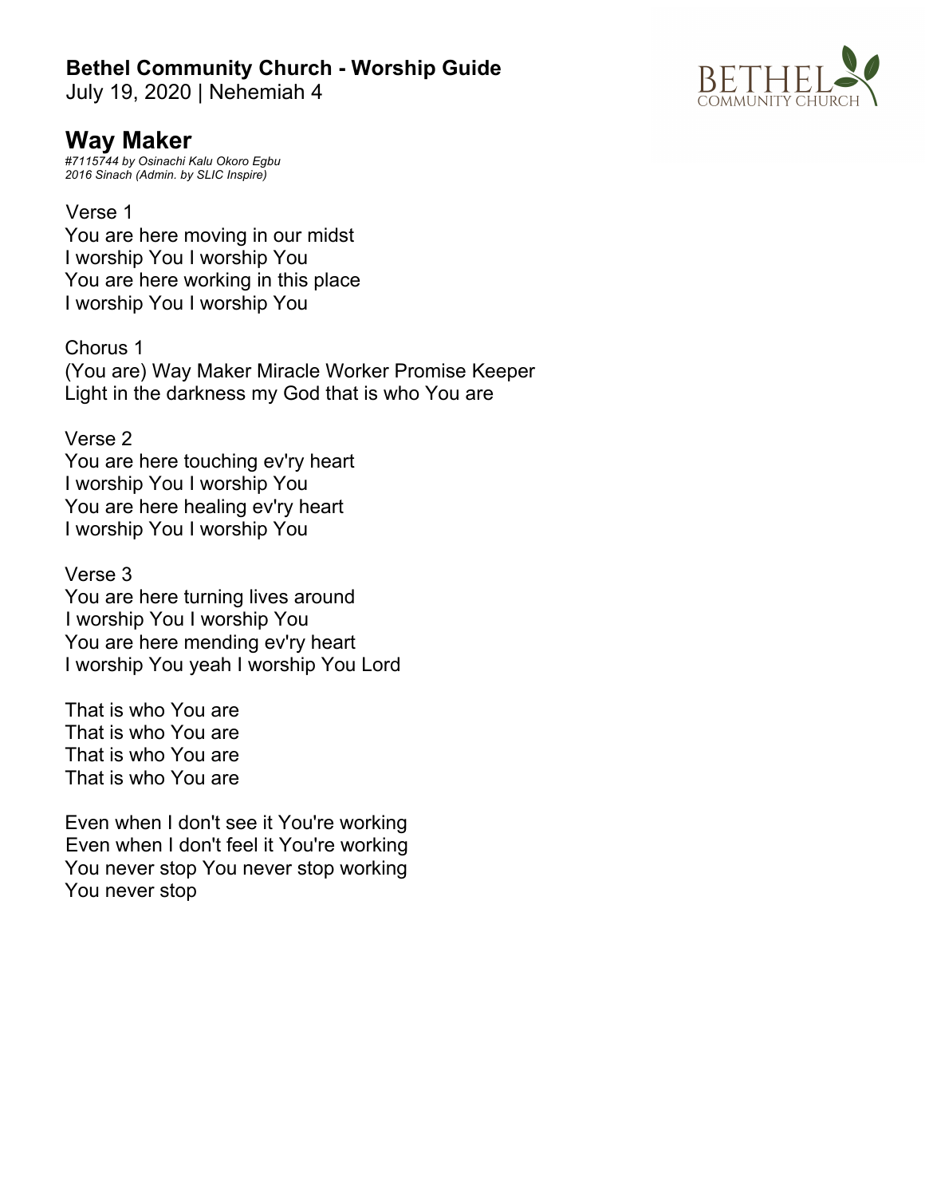**Bethel Community Church - Worship Guide**

July 19, 2020 | Nehemiah 4

## Way Maker

*#7115744 by Osinachi Kalu Okoro Egbu*
*2016 Sinach (Admin. by SLIC Inspire)*

Verse 1
You are here moving in our midst
I worship You I worship You
You are here working in this place
I worship You I worship You

Chorus 1
(You are) Way Maker Miracle Worker Promise Keeper
Light in the darkness my God that is who You are

Verse 2
You are here touching ev'ry heart
I worship You I worship You
You are here healing ev'ry heart
I worship You I worship You

Verse 3
You are here turning lives around
I worship You I worship You
You are here mending ev'ry heart
I worship You yeah I worship You Lord

That is who You are
That is who You are
That is who You are
That is who You are

Even when I don't see it You're working
Even when I don't feel it You're working
You never stop You never stop working
You never stop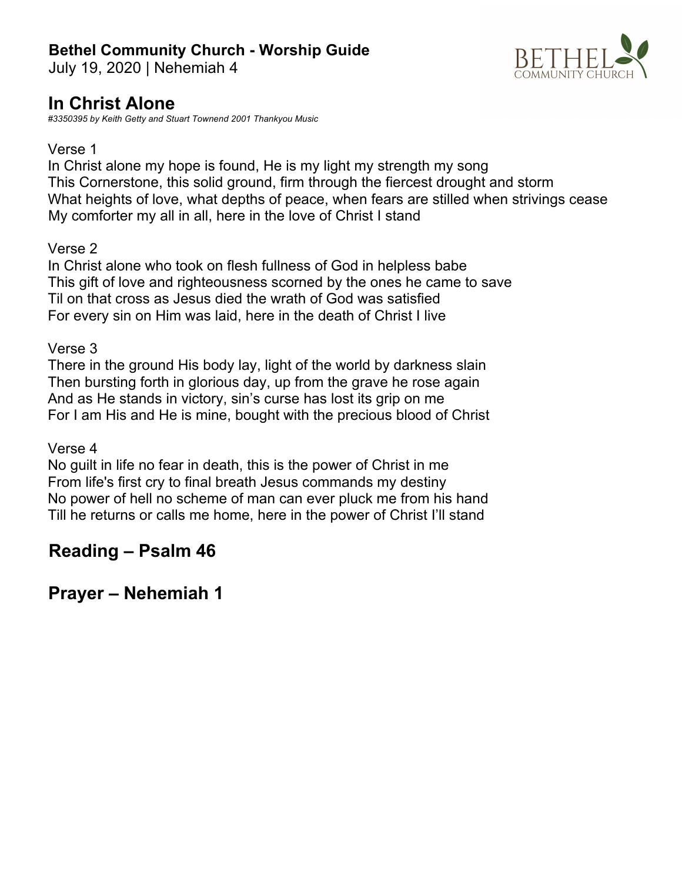**Bethel Community Church - Worship Guide**
July 19, 2020 | Nehemiah 4

## In Christ Alone

*#3350395 by Keith Getty and Stuart Townend 2001 Thankyou Music*

Verse 1
In Christ alone my hope is found, He is my light my strength my song
This Cornerstone, this solid ground, firm through the fiercest drought and storm
What heights of love, what depths of peace, when fears are stilled when strivings cease
My comforter my all in all, here in the love of Christ I stand

Verse 2
In Christ alone who took on flesh fullness of God in helpless babe
This gift of love and righteousness scorned by the ones he came to save
Til on that cross as Jesus died the wrath of God was satisfied
For every sin on Him was laid, here in the death of Christ I live

Verse 3
There in the ground His body lay, light of the world by darkness slain
Then bursting forth in glorious day, up from the grave he rose again
And as He stands in victory, sin's curse has lost its grip on me
For I am His and He is mine, bought with the precious blood of Christ

Verse 4
No guilt in life no fear in death, this is the power of Christ in me
From life's first cry to final breath Jesus commands my destiny
No power of hell no scheme of man can ever pluck me from his hand
Till he returns or calls me home, here in the power of Christ I'll stand

## Reading – Psalm 46

## Prayer – Nehemiah 1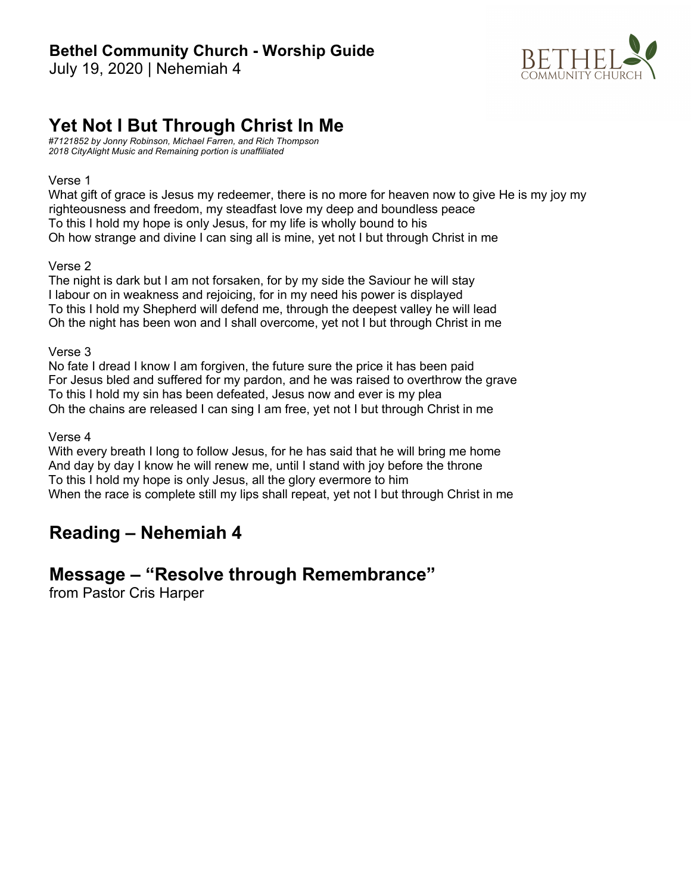**Bethel Community Church - Worship Guide**
July 19, 2020 | Nehemiah 4

## Yet Not I But Through Christ In Me

*#7121852 by Jonny Robinson, Michael Farren, and Rich Thompson*
*2018 CityAlight Music and Remaining portion is unaffiliated*

Verse 1
What gift of grace is Jesus my redeemer, there is no more for heaven now to give He is my joy my righteousness and freedom, my steadfast love my deep and boundless peace
To this I hold my hope is only Jesus, for my life is wholly bound to his
Oh how strange and divine I can sing all is mine, yet not I but through Christ in me

Verse 2
The night is dark but I am not forsaken, for by my side the Saviour he will stay
I labour on in weakness and rejoicing, for in my need his power is displayed
To this I hold my Shepherd will defend me, through the deepest valley he will lead
Oh the night has been won and I shall overcome, yet not I but through Christ in me

Verse 3
No fate I dread I know I am forgiven, the future sure the price it has been paid
For Jesus bled and suffered for my pardon, and he was raised to overthrow the grave
To this I hold my sin has been defeated, Jesus now and ever is my plea
Oh the chains are released I can sing I am free, yet not I but through Christ in me

Verse 4
With every breath I long to follow Jesus, for he has said that he will bring me home
And day by day I know he will renew me, until I stand with joy before the throne
To this I hold my hope is only Jesus, all the glory evermore to him
When the race is complete still my lips shall repeat, yet not I but through Christ in me

## Reading – Nehemiah 4

## Message – "Resolve through Remembrance"

from Pastor Cris Harper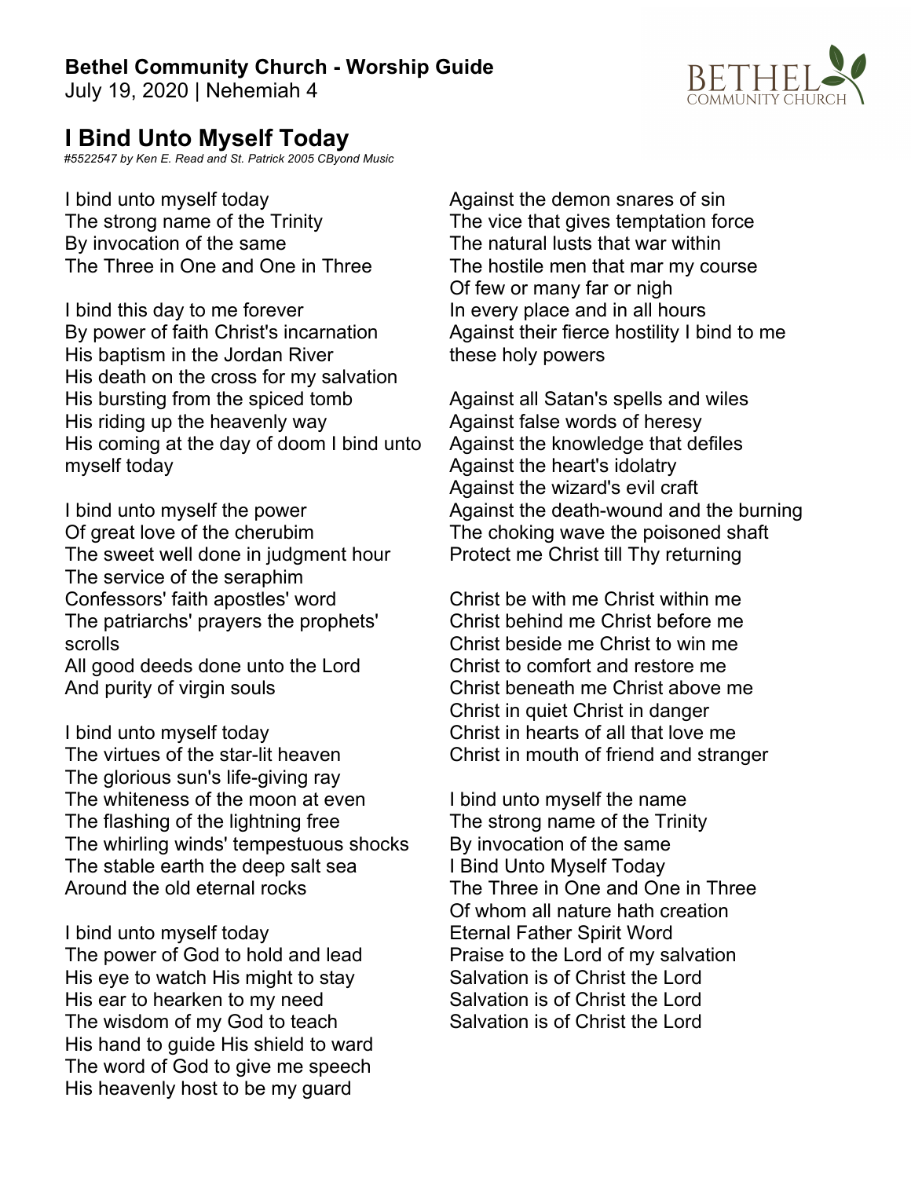**Bethel Community Church - Worship Guide**
July 19, 2020 | Nehemiah 4

## I Bind Unto Myself Today

*#5522547 by Ken E. Read and St. Patrick 2005 CByond Music*

I bind unto myself today
The strong name of the Trinity
By invocation of the same
The Three in One and One in Three

I bind this day to me forever
By power of faith Christ's incarnation
His baptism in the Jordan River
His death on the cross for my salvation
His bursting from the spiced tomb
His riding up the heavenly way
His coming at the day of doom I bind unto myself today

I bind unto myself the power
Of great love of the cherubim
The sweet well done in judgment hour
The service of the seraphim
Confessors' faith apostles' word
The patriarchs' prayers the prophets' scrolls
All good deeds done unto the Lord
And purity of virgin souls

I bind unto myself today
The virtues of the star-lit heaven
The glorious sun's life-giving ray
The whiteness of the moon at even
The flashing of the lightning free
The whirling winds' tempestuous shocks
The stable earth the deep salt sea
Around the old eternal rocks

I bind unto myself today
The power of God to hold and lead
His eye to watch His might to stay
His ear to hearken to my need
The wisdom of my God to teach
His hand to guide His shield to ward
The word of God to give me speech
His heavenly host to be my guard

Against the demon snares of sin
The vice that gives temptation force
The natural lusts that war within
The hostile men that mar my course
Of few or many far or nigh
In every place and in all hours
Against their fierce hostility I bind to me these holy powers

Against all Satan's spells and wiles
Against false words of heresy
Against the knowledge that defiles
Against the heart's idolatry
Against the wizard's evil craft
Against the death-wound and the burning
The choking wave the poisoned shaft
Protect me Christ till Thy returning

Christ be with me Christ within me
Christ behind me Christ before me
Christ beside me Christ to win me
Christ to comfort and restore me
Christ beneath me Christ above me
Christ in quiet Christ in danger
Christ in hearts of all that love me
Christ in mouth of friend and stranger

I bind unto myself the name
The strong name of the Trinity
By invocation of the same
I Bind Unto Myself Today
The Three in One and One in Three
Of whom all nature hath creation
Eternal Father Spirit Word
Praise to the Lord of my salvation
Salvation is of Christ the Lord
Salvation is of Christ the Lord
Salvation is of Christ the Lord